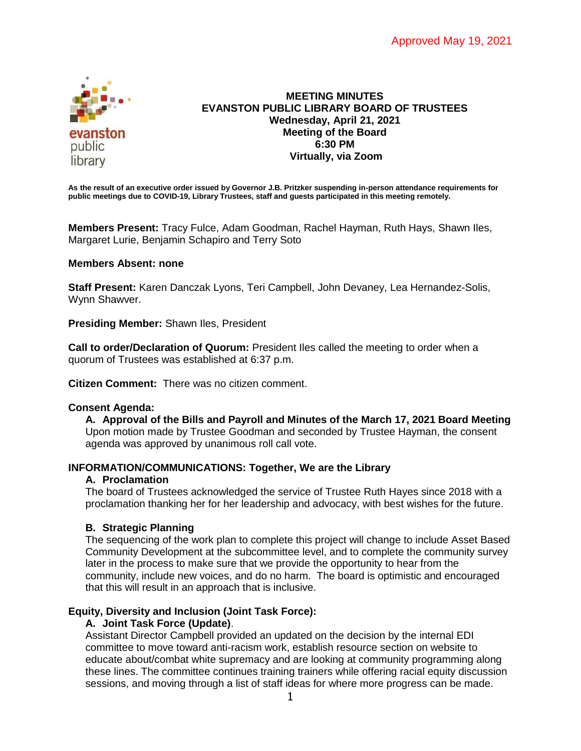Approved May 19, 2021

# MEETING MINUTES
## EVANSTON PUBLIC LIBRARY BOARD OF TRUSTEES
**Wednesday, April 21, 2021**
**Meeting of the Board**
**6:30 PM**
**Virtually, via Zoom**

**As the result of an executive order issued by Governor J.B. Pritzker suspending in-person attendance requirements for public meetings due to COVID-19, Library Trustees, staff and guests participated in this meeting remotely.**

**Members Present:** Tracy Fulce, Adam Goodman, Rachel Hayman, Ruth Hays, Shawn Iles, Margaret Lurie, Benjamin Schapiro and Terry Soto

**Members Absent: none**

**Staff Present:** Karen Danczak Lyons, Teri Campbell, John Devaney, Lea Hernandez-Solis, Wynn Shawver.

**Presiding Member:** Shawn Iles, President

**Call to order/Declaration of Quorum:** President Iles called the meeting to order when a quorum of Trustees was established at 6:37 p.m.

**Citizen Comment:** There was no citizen comment.

**Consent Agenda:**

**A. Approval of the Bills and Payroll and Minutes of the March 17, 2021 Board Meeting**
Upon motion made by Trustee Goodman and seconded by Trustee Hayman, the consent agenda was approved by unanimous roll call vote.

**INFORMATION/COMMUNICATIONS: Together, We are the Library**

**A. Proclamation**
The board of Trustees acknowledged the service of Trustee Ruth Hayes since 2018 with a proclamation thanking her for her leadership and advocacy, with best wishes for the future.

**B. Strategic Planning**
The sequencing of the work plan to complete this project will change to include Asset Based Community Development at the subcommittee level, and to complete the community survey later in the process to make sure that we provide the opportunity to hear from the community, include new voices, and do no harm. The board is optimistic and encouraged that this will result in an approach that is inclusive.

**Equity, Diversity and Inclusion (Joint Task Force):**

**A. Joint Task Force (Update)**.
Assistant Director Campbell provided an updated on the decision by the internal EDI committee to move toward anti-racism work, establish resource section on website to educate about/combat white supremacy and are looking at community programming along these lines. The committee continues training trainers while offering racial equity discussion sessions, and moving through a list of staff ideas for where more progress can be made.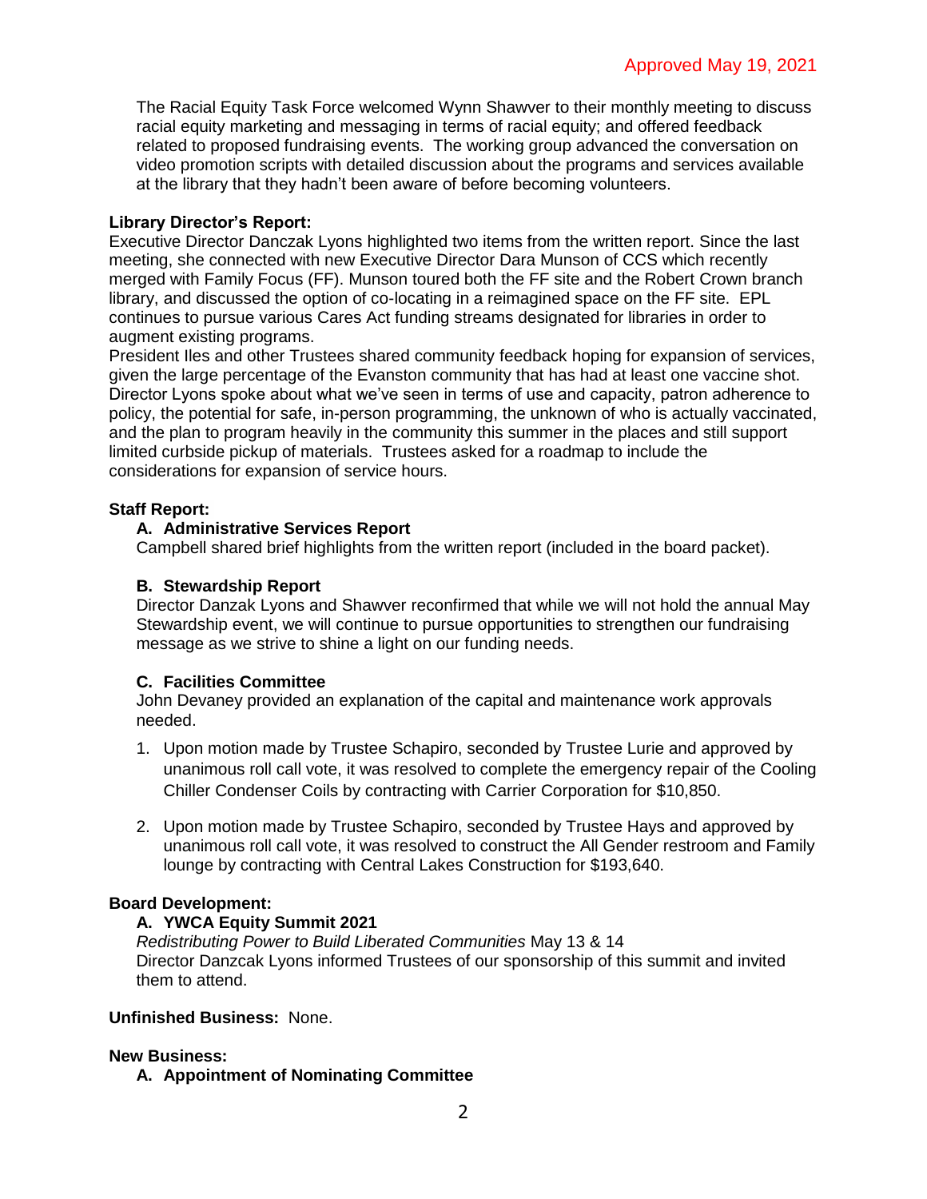Approved May 19, 2021

The Racial Equity Task Force welcomed Wynn Shawver to their monthly meeting to discuss racial equity marketing and messaging in terms of racial equity; and offered feedback related to proposed fundraising events. The working group advanced the conversation on video promotion scripts with detailed discussion about the programs and services available at the library that they hadn't been aware of before becoming volunteers.

**Library Director's Report:**
Executive Director Danczak Lyons highlighted two items from the written report. Since the last meeting, she connected with new Executive Director Dara Munson of CCS which recently merged with Family Focus (FF). Munson toured both the FF site and the Robert Crown branch library, and discussed the option of co-locating in a reimagined space on the FF site. EPL continues to pursue various Cares Act funding streams designated for libraries in order to augment existing programs.
President Iles and other Trustees shared community feedback hoping for expansion of services, given the large percentage of the Evanston community that has had at least one vaccine shot. Director Lyons spoke about what we've seen in terms of use and capacity, patron adherence to policy, the potential for safe, in-person programming, the unknown of who is actually vaccinated, and the plan to program heavily in the community this summer in the places and still support limited curbside pickup of materials. Trustees asked for a roadmap to include the considerations for expansion of service hours.

**Staff Report:**

**A. Administrative Services Report**
Campbell shared brief highlights from the written report (included in the board packet).

**B. Stewardship Report**
Director Danzak Lyons and Shawver reconfirmed that while we will not hold the annual May Stewardship event, we will continue to pursue opportunities to strengthen our fundraising message as we strive to shine a light on our funding needs.

**C. Facilities Committee**
John Devaney provided an explanation of the capital and maintenance work approvals needed.

1. Upon motion made by Trustee Schapiro, seconded by Trustee Lurie and approved by unanimous roll call vote, it was resolved to complete the emergency repair of the Cooling Chiller Condenser Coils by contracting with Carrier Corporation for $10,850.

2. Upon motion made by Trustee Schapiro, seconded by Trustee Hays and approved by unanimous roll call vote, it was resolved to construct the All Gender restroom and Family lounge by contracting with Central Lakes Construction for $193,640.

**Board Development:**

**A. YWCA Equity Summit 2021**
*Redistributing Power to Build Liberated Communities* May 13 & 14
Director Danzcak Lyons informed Trustees of our sponsorship of this summit and invited them to attend.

**Unfinished Business:** None.

**New Business:**

**A. Appointment of Nominating Committee**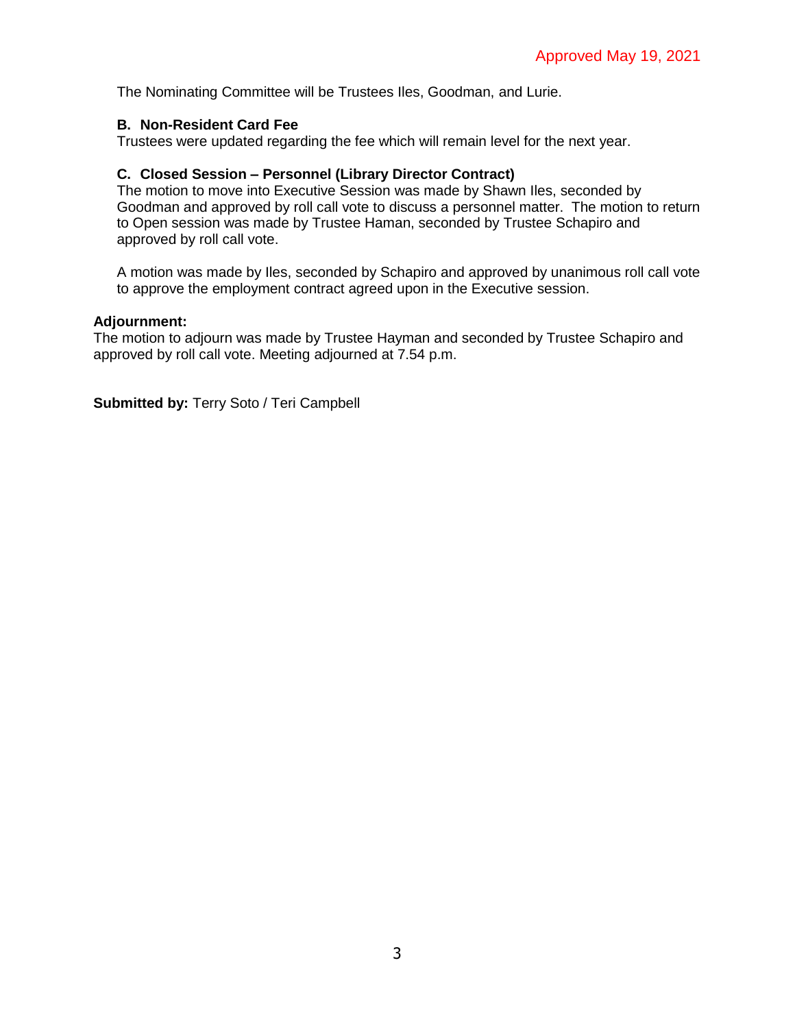Approved May 19, 2021

The Nominating Committee will be Trustees Iles, Goodman, and Lurie.

**B. Non-Resident Card Fee**
Trustees were updated regarding the fee which will remain level for the next year.

**C. Closed Session – Personnel (Library Director Contract)**
The motion to move into Executive Session was made by Shawn Iles, seconded by Goodman and approved by roll call vote to discuss a personnel matter. The motion to return to Open session was made by Trustee Haman, seconded by Trustee Schapiro and approved by roll call vote.

A motion was made by Iles, seconded by Schapiro and approved by unanimous roll call vote to approve the employment contract agreed upon in the Executive session.

**Adjournment:**
The motion to adjourn was made by Trustee Hayman and seconded by Trustee Schapiro and approved by roll call vote. Meeting adjourned at 7.54 p.m.

**Submitted by:** Terry Soto / Teri Campbell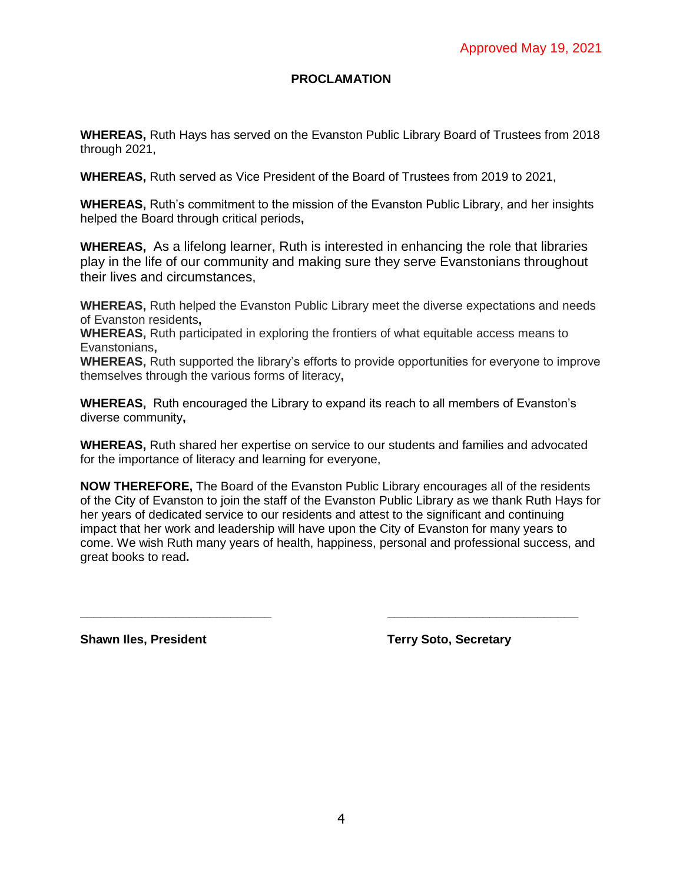Approved May 19, 2021

# PROCLAMATION

**WHEREAS,** Ruth Hays has served on the Evanston Public Library Board of Trustees from 2018 through 2021,

**WHEREAS,** Ruth served as Vice President of the Board of Trustees from 2019 to 2021,

**WHEREAS,** Ruth's commitment to the mission of the Evanston Public Library, and her insights helped the Board through critical periods**,**

**WHEREAS,** As a lifelong learner, Ruth is interested in enhancing the role that libraries play in the life of our community and making sure they serve Evanstonians throughout their lives and circumstances,

**WHEREAS,** Ruth helped the Evanston Public Library meet the diverse expectations and needs of Evanston residents**,**
**WHEREAS,** Ruth participated in exploring the frontiers of what equitable access means to Evanstonians**,**
**WHEREAS,** Ruth supported the library's efforts to provide opportunities for everyone to improve themselves through the various forms of literacy**,**

**WHEREAS,** Ruth encouraged the Library to expand its reach to all members of Evanston's diverse community**,**

**WHEREAS,** Ruth shared her expertise on service to our students and families and advocated for the importance of literacy and learning for everyone,

**NOW THEREFORE,** The Board of the Evanston Public Library encourages all of the residents of the City of Evanston to join the staff of the Evanston Public Library as we thank Ruth Hays for her years of dedicated service to our residents and attest to the significant and continuing impact that her work and leadership will have upon the City of Evanston for many years to come. We wish Ruth many years of health, happiness, personal and professional success, and great books to read**.**

\_\_\_\_\_\_\_\_\_\_\_\_\_\_\_\_\_\_\_\_\_\_\_\_\_\_\_\_ \_\_\_\_\_\_\_\_\_\_\_\_\_\_\_\_\_\_\_\_\_\_\_\_\_\_\_\_

**Shawn Iles, President** **Terry Soto, Secretary**